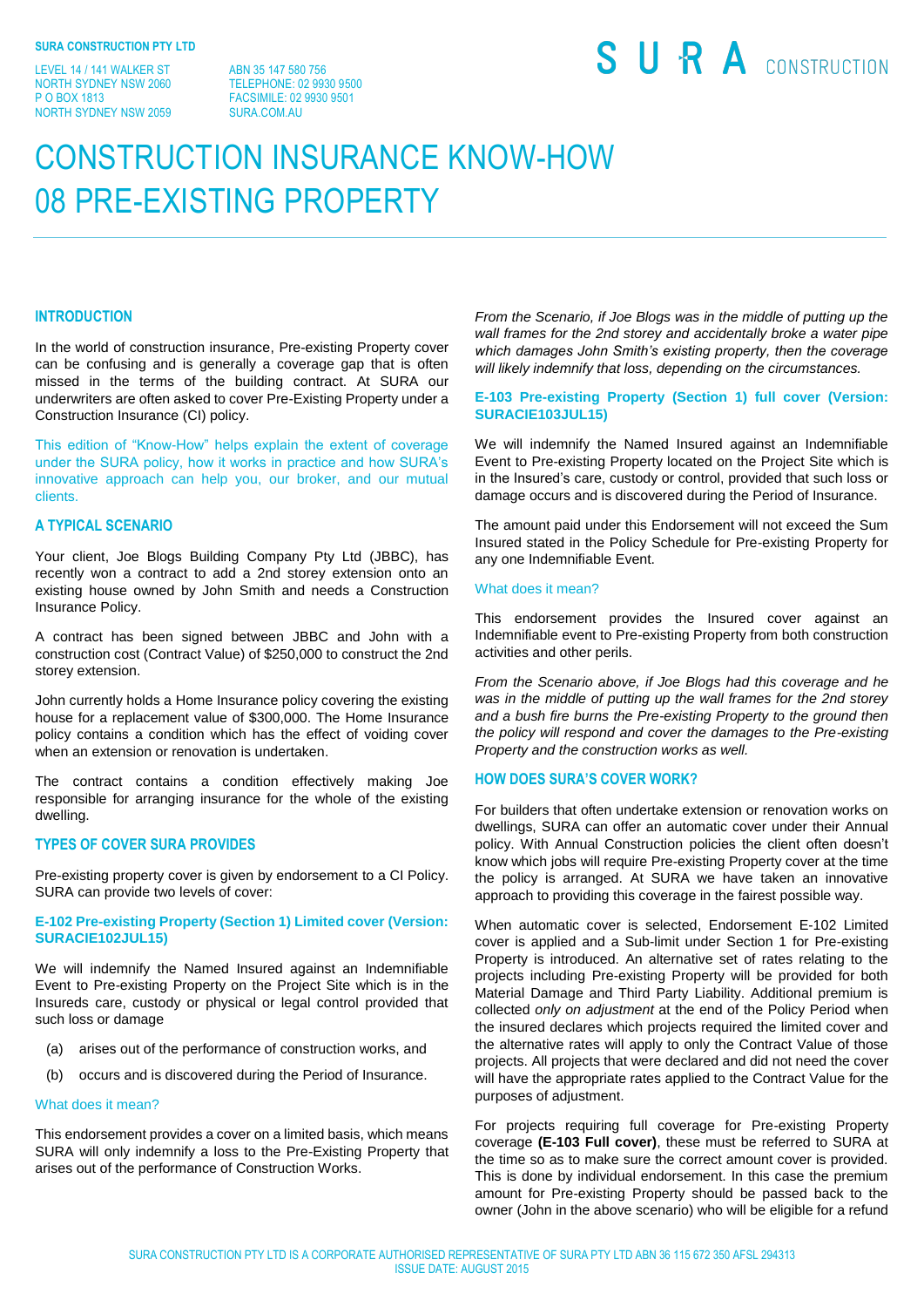**SURA CONSTRUCTION PTY LTD**

LEVEL 14 / 141 WALKER ST
NORTH SYDNEY NSW 2060
P O BOX 1813
NORTH SYDNEY NSW 2059

ABN 35 147 580 756
TELEPHONE: 02 9930 9500
FACSIMILE: 02 9930 9501
SURA.COM.AU

SURA CONSTRUCTION

# CONSTRUCTION INSURANCE KNOW-HOW
# 08 PRE-EXISTING PROPERTY

## INTRODUCTION

In the world of construction insurance, Pre-existing Property cover can be confusing and is generally a coverage gap that is often missed in the terms of the building contract. At SURA our underwriters are often asked to cover Pre-Existing Property under a Construction Insurance (CI) policy.

This edition of "Know-How" helps explain the extent of coverage under the SURA policy, how it works in practice and how SURA's innovative approach can help you, our broker, and our mutual clients.

## A TYPICAL SCENARIO

Your client, Joe Blogs Building Company Pty Ltd (JBBC), has recently won a contract to add a 2nd storey extension onto an existing house owned by John Smith and needs a Construction Insurance Policy.

A contract has been signed between JBBC and John with a construction cost (Contract Value) of $250,000 to construct the 2nd storey extension.

John currently holds a Home Insurance policy covering the existing house for a replacement value of $300,000. The Home Insurance policy contains a condition which has the effect of voiding cover when an extension or renovation is undertaken.

The contract contains a condition effectively making Joe responsible for arranging insurance for the whole of the existing dwelling.

## TYPES OF COVER SURA PROVIDES

Pre-existing property cover is given by endorsement to a CI Policy. SURA can provide two levels of cover:

### E-102 Pre-existing Property (Section 1) Limited cover (Version: SURACIE102JUL15)

We will indemnify the Named Insured against an Indemnifiable Event to Pre-existing Property on the Project Site which is in the Insureds care, custody or physical or legal control provided that such loss or damage

(a) arises out of the performance of construction works, and

(b) occurs and is discovered during the Period of Insurance.

#### What does it mean?

This endorsement provides a cover on a limited basis, which means SURA will only indemnify a loss to the Pre-Existing Property that arises out of the performance of Construction Works.

*From the Scenario, if Joe Blogs was in the middle of putting up the wall frames for the 2nd storey and accidentally broke a water pipe which damages John Smith's existing property, then the coverage will likely indemnify that loss, depending on the circumstances.*

### E-103 Pre-existing Property (Section 1) full cover (Version: SURACIE103JUL15)

We will indemnify the Named Insured against an Indemnifiable Event to Pre-existing Property located on the Project Site which is in the Insured's care, custody or control, provided that such loss or damage occurs and is discovered during the Period of Insurance.

The amount paid under this Endorsement will not exceed the Sum Insured stated in the Policy Schedule for Pre-existing Property for any one Indemnifiable Event.

#### What does it mean?

This endorsement provides the Insured cover against an Indemnifiable event to Pre-existing Property from both construction activities and other perils.

*From the Scenario above, if Joe Blogs had this coverage and he was in the middle of putting up the wall frames for the 2nd storey and a bush fire burns the Pre-existing Property to the ground then the policy will respond and cover the damages to the Pre-existing Property and the construction works as well.*

## HOW DOES SURA'S COVER WORK?

For builders that often undertake extension or renovation works on dwellings, SURA can offer an automatic cover under their Annual policy. With Annual Construction policies the client often doesn't know which jobs will require Pre-existing Property cover at the time the policy is arranged. At SURA we have taken an innovative approach to providing this coverage in the fairest possible way.

When automatic cover is selected, Endorsement E-102 Limited cover is applied and a Sub-limit under Section 1 for Pre-existing Property is introduced. An alternative set of rates relating to the projects including Pre-existing Property will be provided for both Material Damage and Third Party Liability. Additional premium is collected *only on adjustment* at the end of the Policy Period when the insured declares which projects required the limited cover and the alternative rates will apply to only the Contract Value of those projects. All projects that were declared and did not need the cover will have the appropriate rates applied to the Contract Value for the purposes of adjustment.

For projects requiring full coverage for Pre-existing Property coverage **(E-103 Full cover)**, these must be referred to SURA at the time so as to make sure the correct amount cover is provided. This is done by individual endorsement. In this case the premium amount for Pre-existing Property should be passed back to the owner (John in the above scenario) who will be eligible for a refund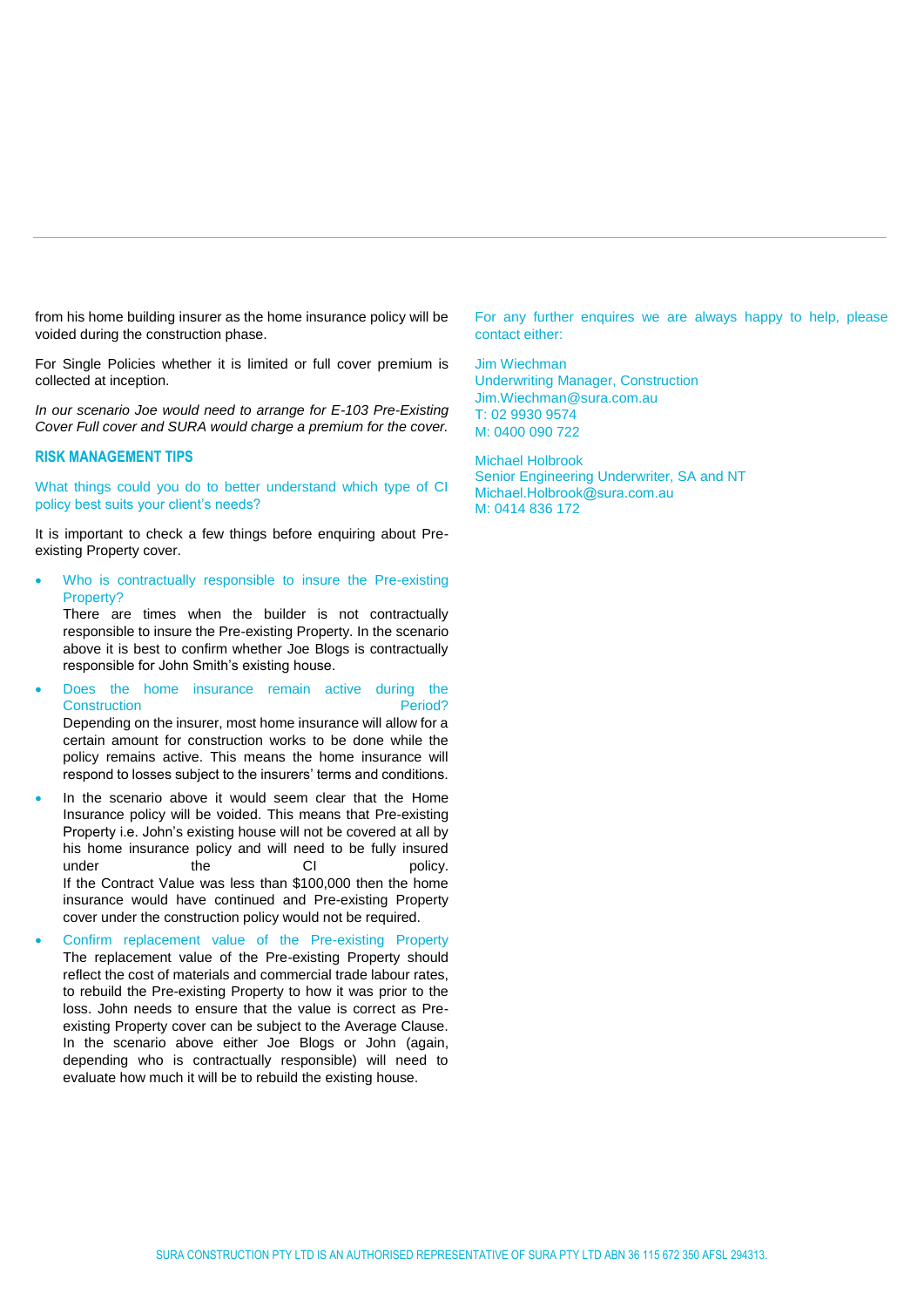from his home building insurer as the home insurance policy will be voided during the construction phase.

For Single Policies whether it is limited or full cover premium is collected at inception.

*In our scenario Joe would need to arrange for E-103 Pre-Existing Cover Full cover and SURA would charge a premium for the cover.*

## RISK MANAGEMENT TIPS

What things could you do to better understand which type of CI policy best suits your client's needs?

It is important to check a few things before enquiring about Pre-existing Property cover.

- Who is contractually responsible to insure the Pre-existing Property?
  There are times when the builder is not contractually responsible to insure the Pre-existing Property. In the scenario above it is best to confirm whether Joe Blogs is contractually responsible for John Smith's existing house.
- Does the home insurance remain active during the Construction Period?
  Depending on the insurer, most home insurance will allow for a certain amount for construction works to be done while the policy remains active. This means the home insurance will respond to losses subject to the insurers' terms and conditions.
- In the scenario above it would seem clear that the Home Insurance policy will be voided. This means that Pre-existing Property i.e. John's existing house will not be covered at all by his home insurance policy and will need to be fully insured under the CI policy.
  If the Contract Value was less than $100,000 then the home insurance would have continued and Pre-existing Property cover under the construction policy would not be required.
- Confirm replacement value of the Pre-existing Property
  The replacement value of the Pre-existing Property should reflect the cost of materials and commercial trade labour rates, to rebuild the Pre-existing Property to how it was prior to the loss. John needs to ensure that the value is correct as Pre-existing Property cover can be subject to the Average Clause. In the scenario above either Joe Blogs or John (again, depending who is contractually responsible) will need to evaluate how much it will be to rebuild the existing house.

For any further enquires we are always happy to help, please contact either:

Jim Wiechman
Underwriting Manager, Construction
Jim.Wiechman@sura.com.au
T: 02 9930 9574
M: 0400 090 722

Michael Holbrook
Senior Engineering Underwriter, SA and NT
Michael.Holbrook@sura.com.au
M: 0414 836 172

SURA CONSTRUCTION PTY LTD IS AN AUTHORISED REPRESENTATIVE OF SURA PTY LTD ABN 36 115 672 350 AFSL 294313.